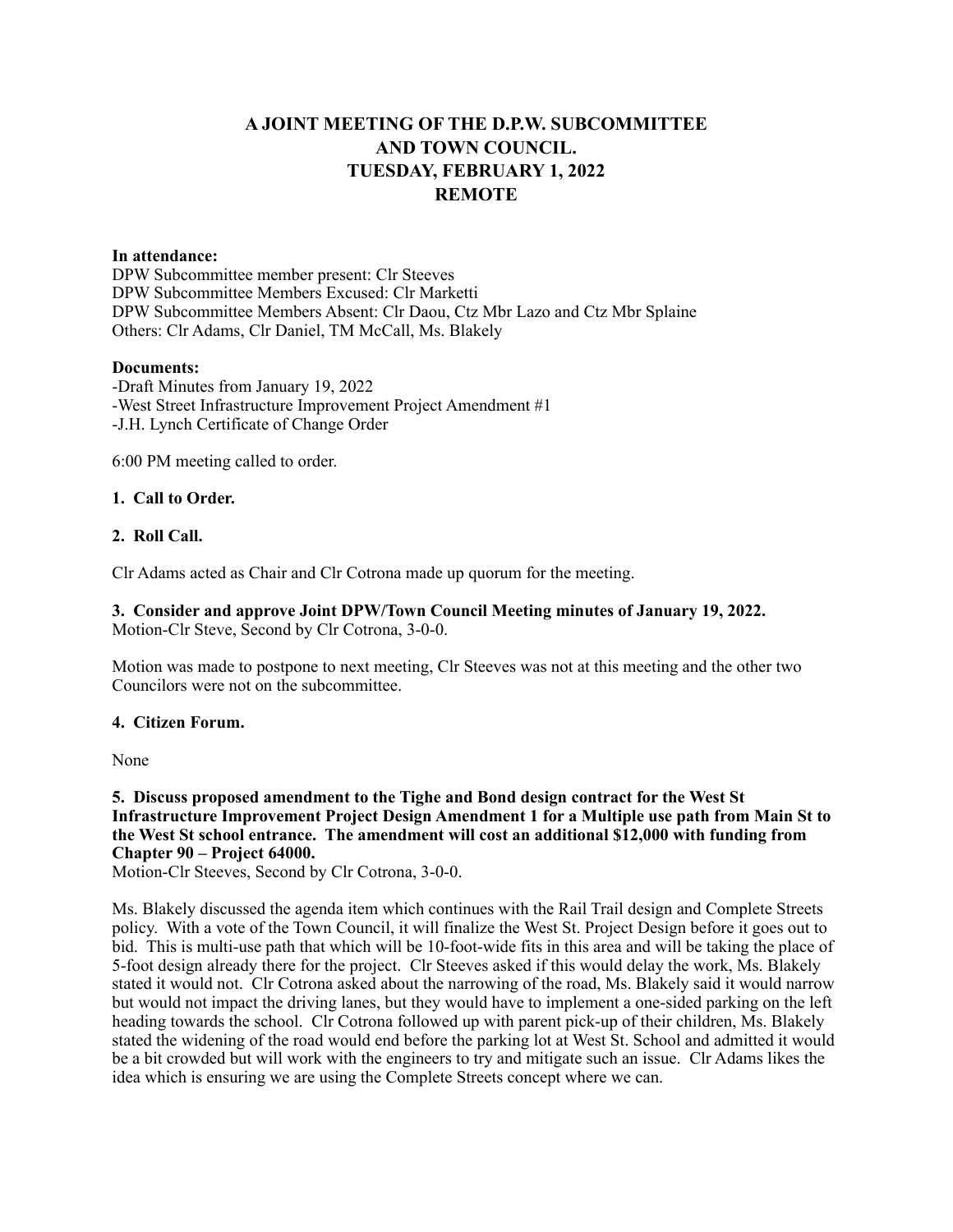# A JOINT MEETING OF THE D.P.W. SUBCOMMITTEE AND TOWN COUNCIL. TUESDAY, FEBRUARY 1, 2022 REMOTE

**In attendance:**
DPW Subcommittee member present: Clr Steeves
DPW Subcommittee Members Excused: Clr Marketti
DPW Subcommittee Members Absent: Clr Daou, Ctz Mbr Lazo and Ctz Mbr Splaine
Others: Clr Adams, Clr Daniel, TM McCall, Ms. Blakely

**Documents:**
-Draft Minutes from January 19, 2022
-West Street Infrastructure Improvement Project Amendment #1
-J.H. Lynch Certificate of Change Order

6:00 PM meeting called to order.

**1. Call to Order.**

**2. Roll Call.**

Clr Adams acted as Chair and Clr Cotrona made up quorum for the meeting.

**3. Consider and approve Joint DPW/Town Council Meeting minutes of January 19, 2022.**
Motion-Clr Steve, Second by Clr Cotrona, 3-0-0.

Motion was made to postpone to next meeting, Clr Steeves was not at this meeting and the other two Councilors were not on the subcommittee.

**4. Citizen Forum.**

None

**5. Discuss proposed amendment to the Tighe and Bond design contract for the West St Infrastructure Improvement Project Design Amendment 1 for a Multiple use path from Main St to the West St school entrance. The amendment will cost an additional $12,000 with funding from Chapter 90 – Project 64000.**
Motion-Clr Steeves, Second by Clr Cotrona, 3-0-0.

Ms. Blakely discussed the agenda item which continues with the Rail Trail design and Complete Streets policy. With a vote of the Town Council, it will finalize the West St. Project Design before it goes out to bid. This is multi-use path that which will be 10-foot-wide fits in this area and will be taking the place of 5-foot design already there for the project. Clr Steeves asked if this would delay the work, Ms. Blakely stated it would not. Clr Cotrona asked about the narrowing of the road, Ms. Blakely said it would narrow but would not impact the driving lanes, but they would have to implement a one-sided parking on the left heading towards the school. Clr Cotrona followed up with parent pick-up of their children, Ms. Blakely stated the widening of the road would end before the parking lot at West St. School and admitted it would be a bit crowded but will work with the engineers to try and mitigate such an issue. Clr Adams likes the idea which is ensuring we are using the Complete Streets concept where we can.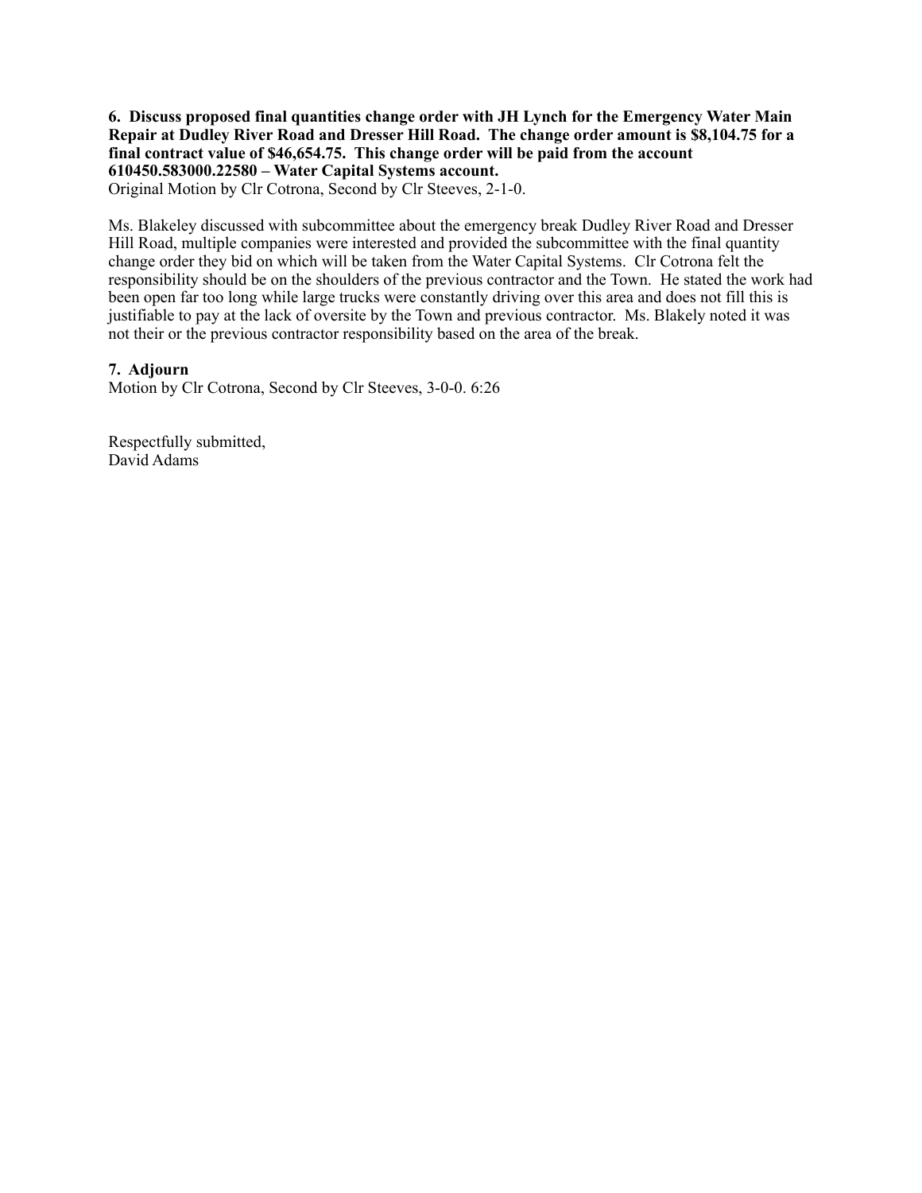**6. Discuss proposed final quantities change order with JH Lynch for the Emergency Water Main Repair at Dudley River Road and Dresser Hill Road. The change order amount is $8,104.75 for a final contract value of $46,654.75. This change order will be paid from the account 610450.583000.22580 – Water Capital Systems account.**

Original Motion by Clr Cotrona, Second by Clr Steeves, 2-1-0.

Ms. Blakeley discussed with subcommittee about the emergency break Dudley River Road and Dresser Hill Road, multiple companies were interested and provided the subcommittee with the final quantity change order they bid on which will be taken from the Water Capital Systems. Clr Cotrona felt the responsibility should be on the shoulders of the previous contractor and the Town. He stated the work had been open far too long while large trucks were constantly driving over this area and does not fill this is justifiable to pay at the lack of oversite by the Town and previous contractor. Ms. Blakely noted it was not their or the previous contractor responsibility based on the area of the break.

**7. Adjourn**

Motion by Clr Cotrona, Second by Clr Steeves, 3-0-0. 6:26

Respectfully submitted,
David Adams